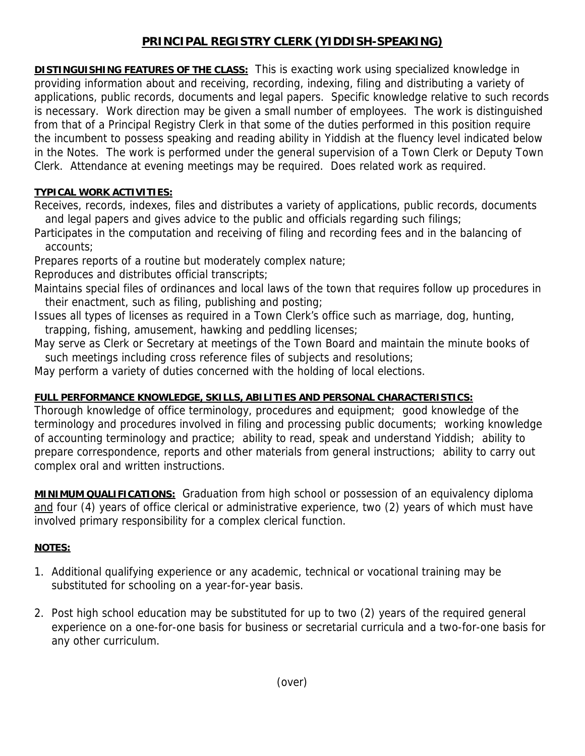# PRINCIPAL REGISTRY CLERK (YIDDISH-SPEAKING)

**DISTINGUISHING FEATURES OF THE CLASS:** This is exacting work using specialized knowledge in providing information about and receiving, recording, indexing, filing and distributing a variety of applications, public records, documents and legal papers. Specific knowledge relative to such records is necessary. Work direction may be given a small number of employees. The work is distinguished from that of a Principal Registry Clerk in that some of the duties performed in this position require the incumbent to possess speaking and reading ability in Yiddish at the fluency level indicated below in the Notes. The work is performed under the general supervision of a Town Clerk or Deputy Town Clerk. Attendance at evening meetings may be required. Does related work as required.

**TYPICAL WORK ACTIVITIES:**

Receives, records, indexes, files and distributes a variety of applications, public records, documents and legal papers and gives advice to the public and officials regarding such filings;

Participates in the computation and receiving of filing and recording fees and in the balancing of accounts;

Prepares reports of a routine but moderately complex nature;

Reproduces and distributes official transcripts;

Maintains special files of ordinances and local laws of the town that requires follow up procedures in their enactment, such as filing, publishing and posting;

Issues all types of licenses as required in a Town Clerk's office such as marriage, dog, hunting, trapping, fishing, amusement, hawking and peddling licenses;

May serve as Clerk or Secretary at meetings of the Town Board and maintain the minute books of such meetings including cross reference files of subjects and resolutions;

May perform a variety of duties concerned with the holding of local elections.

**FULL PERFORMANCE KNOWLEDGE, SKILLS, ABILITIES AND PERSONAL CHARACTERISTICS:**

Thorough knowledge of office terminology, procedures and equipment; good knowledge of the terminology and procedures involved in filing and processing public documents; working knowledge of accounting terminology and practice; ability to read, speak and understand Yiddish; ability to prepare correspondence, reports and other materials from general instructions; ability to carry out complex oral and written instructions.

**MINIMUM QUALIFICATIONS:** Graduation from high school or possession of an equivalency diploma and four (4) years of office clerical or administrative experience, two (2) years of which must have involved primary responsibility for a complex clerical function.

**NOTES:**

1. Additional qualifying experience or any academic, technical or vocational training may be substituted for schooling on a year-for-year basis.

2. Post high school education may be substituted for up to two (2) years of the required general experience on a one-for-one basis for business or secretarial curricula and a two-for-one basis for any other curriculum.

(over)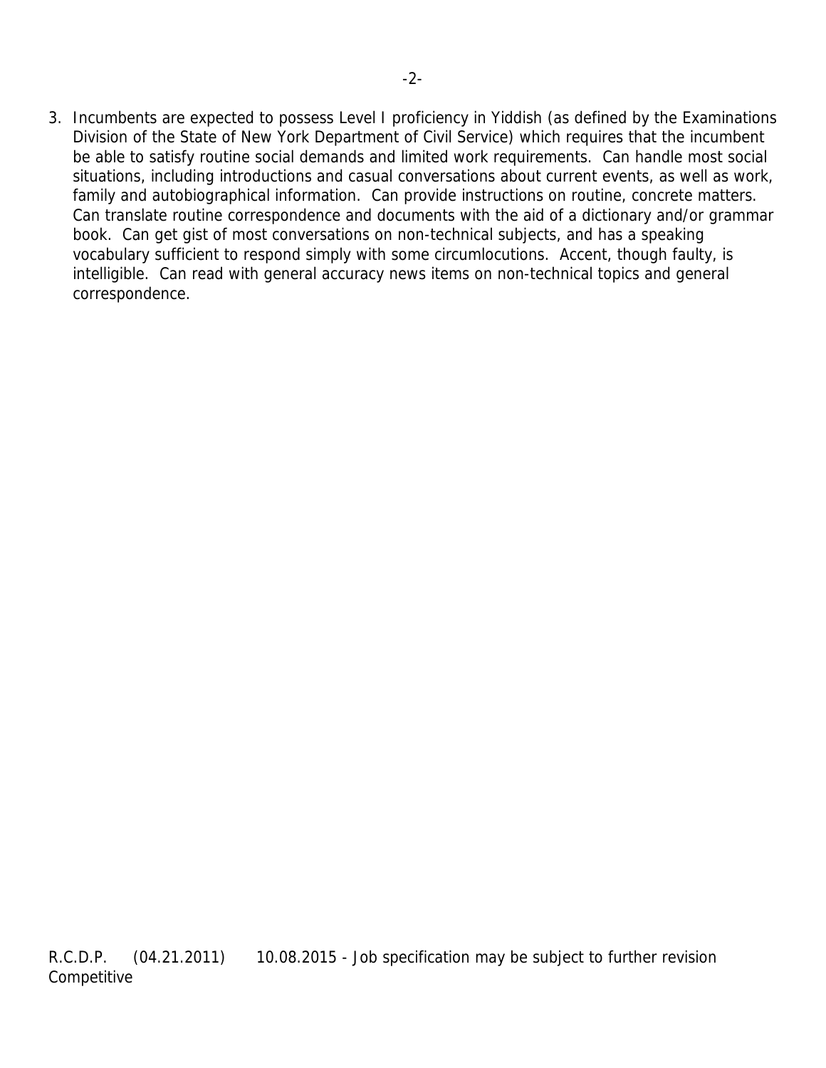3. Incumbents are expected to possess Level I proficiency in Yiddish (as defined by the Examinations Division of the State of New York Department of Civil Service) which requires that the incumbent be able to satisfy routine social demands and limited work requirements. Can handle most social situations, including introductions and casual conversations about current events, as well as work, family and autobiographical information. Can provide instructions on routine, concrete matters. Can translate routine correspondence and documents with the aid of a dictionary and/or grammar book. Can get gist of most conversations on non-technical subjects, and has a speaking vocabulary sufficient to respond simply with some circumlocutions. Accent, though faulty, is intelligible. Can read with general accuracy news items on non-technical topics and general correspondence.

R.C.D.P. (04.21.2011) 10.08.2015 - Job specification may be subject to further revision
Competitive